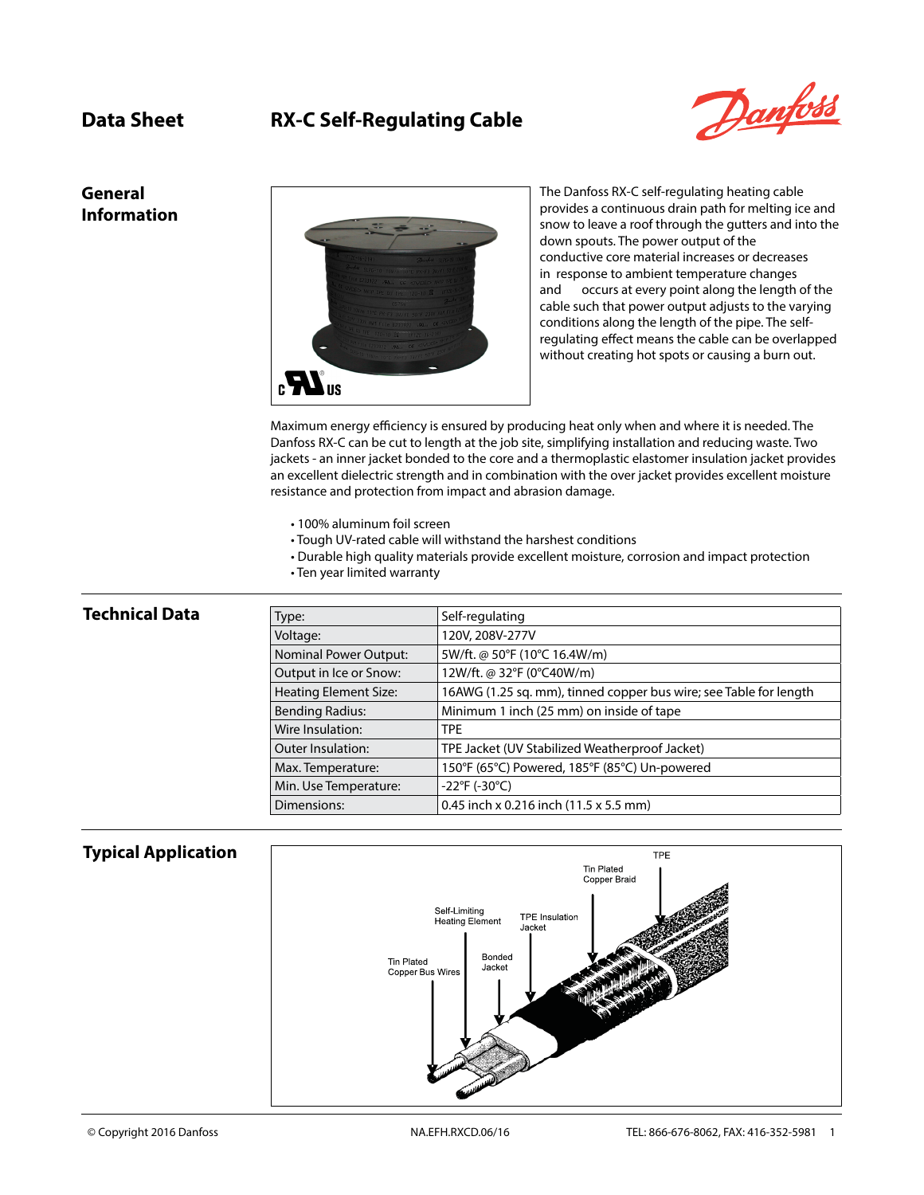# Data Sheet RX-C Self-Regulating Cable

## General Information

The Danfoss RX-C self-regulating heating cable provides a continuous drain path for melting ice and snow to leave a roof through the gutters and into the down spouts. The power output of the conductive core material increases or decreases in response to ambient temperature changes and occurs at every point along the length of the cable such that power output adjusts to the varying conditions along the length of the pipe. The self-regulating effect means the cable can be overlapped without creating hot spots or causing a burn out.

Maximum energy efficiency is ensured by producing heat only when and where it is needed. The Danfoss RX-C can be cut to length at the job site, simplifying installation and reducing waste. Two jackets - an inner jacket bonded to the core and a thermoplastic elastomer insulation jacket provides an excellent dielectric strength and in combination with the over jacket provides excellent moisture resistance and protection from impact and abrasion damage.

- 100% aluminum foil screen
- Tough UV-rated cable will withstand the harshest conditions
- Durable high quality materials provide excellent moisture, corrosion and impact protection
- Ten year limited warranty

## Technical Data

| | |
|---|---|
| Type: | Self-regulating |
| Voltage: | 120V, 208V-277V |
| Nominal Power Output: | 5W/ft. @ 50°F (10°C 16.4W/m) |
| Output in Ice or Snow: | 12W/ft. @ 32°F (0°C40W/m) |
| Heating Element Size: | 16AWG (1.25 sq. mm), tinned copper bus wire; see Table for length |
| Bending Radius: | Minimum 1 inch (25 mm) on inside of tape |
| Wire Insulation: | TPE |
| Outer Insulation: | TPE Jacket (UV Stabilized Weatherproof Jacket) |
| Max. Temperature: | 150°F (65°C) Powered, 185°F (85°C) Un-powered |
| Min. Use Temperature: | -22°F (-30°C) |
| Dimensions: | 0.45 inch x 0.216 inch (11.5 x 5.5 mm) |

## Typical Application

© Copyright 2016 Danfoss NA.EFH.RXCD.06/16 TEL: 866-676-8062, FAX: 416-352-5981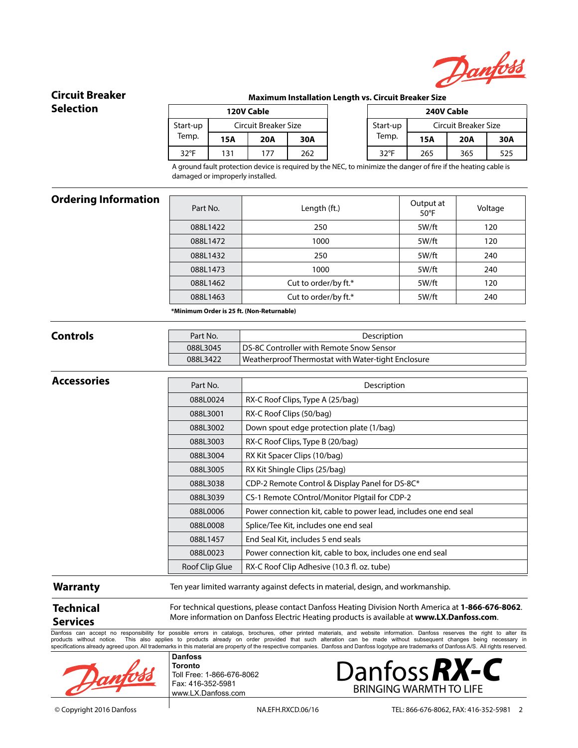## Circuit Breaker Selection

**Maximum Installation Length vs. Circuit Breaker Size**

| 120V Cable | | | |
|---|---|---|---|
| Start-up Temp. | Circuit Breaker Size | | |
| | 15A | 20A | 30A |
| 32°F | 131 | 177 | 262 |

| 240V Cable | | | |
|---|---|---|---|
| Start-up Temp. | Circuit Breaker Size | | |
| | 15A | 20A | 30A |
| 32°F | 265 | 365 | 525 |

A ground fault protection device is required by the NEC, to minimize the danger of fire if the heating cable is damaged or improperly installed.

## Ordering Information

| Part No. | Length (ft.) | Output at 50°F | Voltage |
|---|---|---|---|
| 088L1422 | 250 | 5W/ft | 120 |
| 088L1472 | 1000 | 5W/ft | 120 |
| 088L1432 | 250 | 5W/ft | 240 |
| 088L1473 | 1000 | 5W/ft | 240 |
| 088L1462 | Cut to order/by ft.* | 5W/ft | 120 |
| 088L1463 | Cut to order/by ft.* | 5W/ft | 240 |

***Minimum Order is 25 ft. (Non-Returnable)**

## Controls

| Part No. | Description |
|---|---|
| 088L3045 | DS-8C Controller with Remote Snow Sensor |
| 088L3422 | Weatherproof Thermostat with Water-tight Enclosure |

## Accessories

| Part No. | Description |
|---|---|
| 088L0024 | RX-C Roof Clips, Type A (25/bag) |
| 088L3001 | RX-C Roof Clips (50/bag) |
| 088L3002 | Down spout edge protection plate (1/bag) |
| 088L3003 | RX-C Roof Clips, Type B (20/bag) |
| 088L3004 | RX Kit Spacer Clips (10/bag) |
| 088L3005 | RX Kit Shingle Clips (25/bag) |
| 088L3038 | CDP-2 Remote Control & Display Panel for DS-8C* |
| 088L3039 | CS-1 Remote COntrol/Monitor PIgtail for CDP-2 |
| 088L0006 | Power connection kit, cable to power lead, includes one end seal |
| 088L0008 | Splice/Tee Kit, includes one end seal |
| 088L1457 | End Seal Kit, includes 5 end seals |
| 088L0023 | Power connection kit, cable to box, includes one end seal |
| Roof Clip Glue | RX-C Roof Clip Adhesive (10.3 fl. oz. tube) |

## Warranty

Ten year limited warranty against defects in material, design, and workmanship.

## Technical Services

For technical questions, please contact Danfoss Heating Division North America at **1-866-676-8062**. More information on Danfoss Electric Heating products is available at **www.LX.Danfoss.com**.

Danfoss can accept no responsibility for possible errors in catalogs, brochures, other printed materials, and website information. Danfoss reserves the right to alter its products without notice. This also applies to products already on order provided that such alteration can be made without subsequent changes being necessary in specifications already agreed upon. All trademarks in this material are property of the respective companies. Danfoss and Danfoss logotype are trademarks of Danfoss A/S. All rights reserved.

**Danfoss**
**Toronto**
Toll Free: 1-866-676-8062
Fax: 416-352-5981
www.LX.Danfoss.com

Danfoss **RX-C**
BRINGING WARMTH TO LIFE

© Copyright 2016 Danfoss

NA.EFH.RXCD.06/16

TEL: 866-676-8062, FAX: 416-352-5981